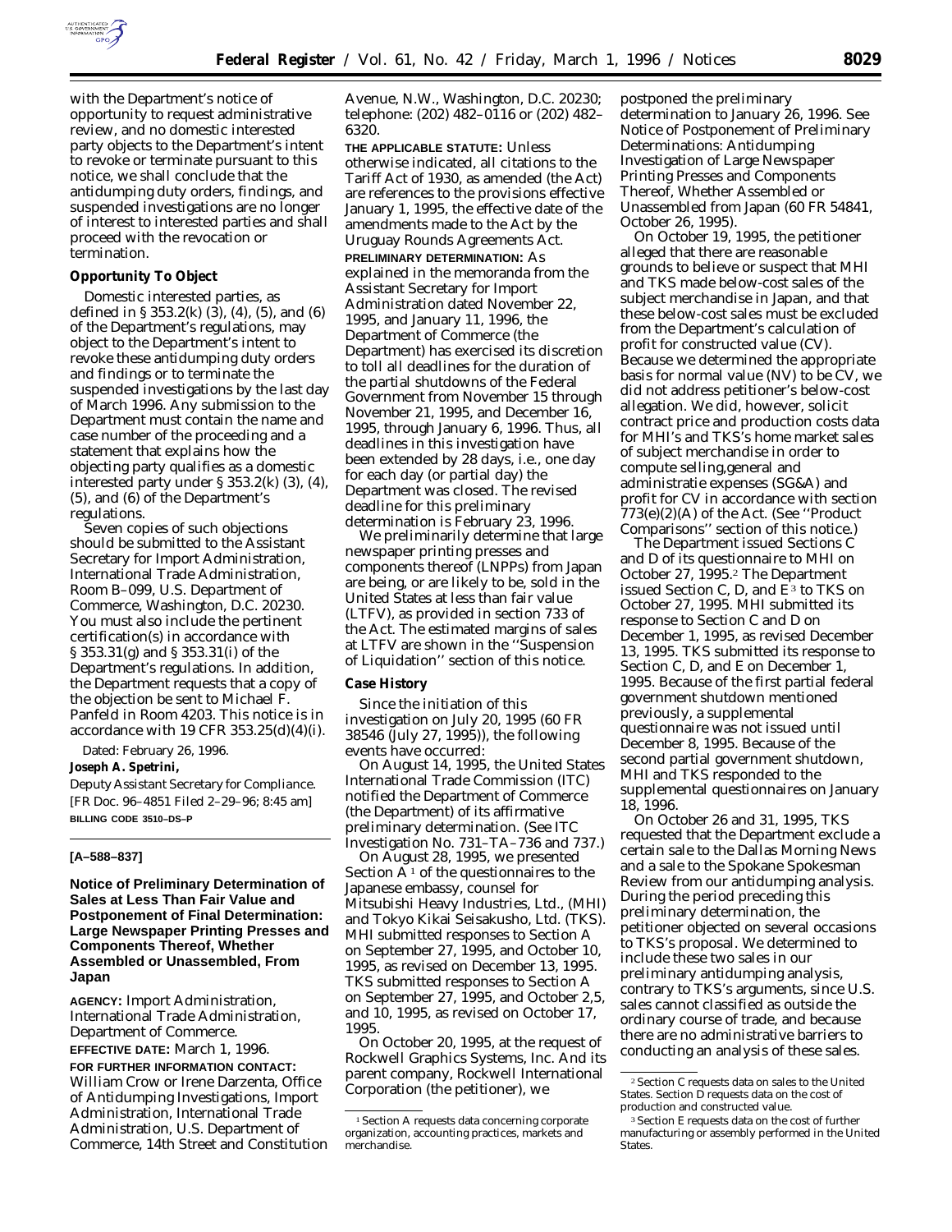with the Department's notice of opportunity to request administrative review, and no domestic interested party objects to the Department's intent to revoke or terminate pursuant to this notice, we shall conclude that the antidumping duty orders, findings, and suspended investigations are no longer of interest to interested parties and shall proceed with the revocation or termination.

**Opportunity To Object**

Domestic interested parties, as defined in § 353.2(k) (3), (4), (5), and (6) of the Department's regulations, may object to the Department's intent to revoke these antidumping duty orders and findings or to terminate the suspended investigations by the last day of March 1996. Any submission to the Department must contain the name and case number of the proceeding and a statement that explains how the objecting party qualifies as a domestic interested party under § 353.2(k) (3), (4), (5), and (6) of the Department's regulations.

Seven copies of such objections should be submitted to the Assistant Secretary for Import Administration, International Trade Administration, Room B–099, U.S. Department of Commerce, Washington, D.C. 20230. You must also include the pertinent certification(s) in accordance with § 353.31(g) and § 353.31(i) of the Department's regulations. In addition, the Department requests that a copy of the objection be sent to Michael F. Panfeld in Room 4203. This notice is in accordance with 19 CFR 353.25(d)(4)(i).

Dated: February 26, 1996.

**Joseph A. Spetrini,**

*Deputy Assistant Secretary for Compliance.*

[FR Doc. 96–4851 Filed 2–29–96; 8:45 am]

**BILLING CODE 3510–DS–P**

---

**[A–588–837]**

## Notice of Preliminary Determination of Sales at Less Than Fair Value and Postponement of Final Determination: Large Newspaper Printing Presses and Components Thereof, Whether Assembled or Unassembled, From Japan

**AGENCY:** Import Administration, International Trade Administration, Department of Commerce.

**EFFECTIVE DATE:** March 1, 1996.

**FOR FURTHER INFORMATION CONTACT:** William Crow or Irene Darzenta, Office of Antidumping Investigations, Import Administration, International Trade Administration, U.S. Department of Commerce, 14th Street and Constitution Avenue, N.W., Washington, D.C. 20230; telephone: (202) 482–0116 or (202) 482–6320.

**THE APPLICABLE STATUTE:** Unless otherwise indicated, all citations to the Tariff Act of 1930, as amended (the Act) are references to the provisions effective January 1, 1995, the effective date of the amendments made to the Act by the Uruguay Rounds Agreements Act.

**PRELIMINARY DETERMINATION:** As explained in the memoranda from the Assistant Secretary for Import Administration dated November 22, 1995, and January 11, 1996, the Department of Commerce (the Department) has exercised its discretion to toll all deadlines for the duration of the partial shutdowns of the Federal Government from November 15 through November 21, 1995, and December 16, 1995, through January 6, 1996. Thus, all deadlines in this investigation have been extended by 28 days, i.e., one day for each day (or partial day) the Department was closed. The revised deadline for this preliminary determination is February 23, 1996.

We preliminarily determine that large newspaper printing presses and components thereof (LNPPs) from Japan are being, or are likely to be, sold in the United States at less than fair value (LTFV), as provided in section 733 of the Act. The estimated margins of sales at LTFV are shown in the "Suspension of Liquidation" section of this notice.

**Case History**

Since the initiation of this investigation on July 20, 1995 (60 FR 38546 (July 27, 1995)), the following events have occurred:

On August 14, 1995, the United States International Trade Commission (ITC) notified the Department of Commerce (the Department) of its affirmative preliminary determination. (See ITC Investigation No. 731–TA–736 and 737.)

On August 28, 1995, we presented Section A [1] of the questionnaires to the Japanese embassy, counsel for Mitsubishi Heavy Industries, Ltd., (MHI) and Tokyo Kikai Seisakusho, Ltd. (TKS). MHI submitted responses to Section A on September 27, 1995, and October 10, 1995, as revised on December 13, 1995. TKS submitted responses to Section A on September 27, 1995, and October 2,5, and 10, 1995, as revised on October 17, 1995.

On October 20, 1995, at the request of Rockwell Graphics Systems, Inc. And its parent company, Rockwell International Corporation (the petitioner), we postponed the preliminary determination to January 26, 1996. See Notice of Postponement of Preliminary Determinations: Antidumping Investigation of Large Newspaper Printing Presses and Components Thereof, Whether Assembled or Unassembled from Japan (60 FR 54841, October 26, 1995).

On October 19, 1995, the petitioner alleged that there are reasonable grounds to believe or suspect that MHI and TKS made below-cost sales of the subject merchandise in Japan, and that these below-cost sales must be excluded from the Department's calculation of profit for constructed value (CV). Because we determined the appropriate basis for normal value (NV) to be CV, we did not address petitioner's below-cost allegation. We did, however, solicit contract price and production costs data for MHI's and TKS's home market sales of subject merchandise in order to compute selling,general and administratie expenses (SG&A) and profit for CV in accordance with section 773(e)(2)(A) of the Act. (See "Product Comparisons" section of this notice.)

The Department issued Sections C and D of its questionnaire to MHI on October 27, 1995.[2] The Department issued Section C, D, and E [3] to TKS on October 27, 1995. MHI submitted its response to Section C and D on December 1, 1995, as revised December 13, 1995. TKS submitted its response to Section C, D, and E on December 1, 1995. Because of the first partial federal government shutdown mentioned previously, a supplemental questionnaire was not issued until December 8, 1995. Because of the second partial government shutdown, MHI and TKS responded to the supplemental questionnaires on January 18, 1996.

On October 26 and 31, 1995, TKS requested that the Department exclude a certain sale to the Dallas Morning News and a sale to the Spokane Spokesman Review from our antidumping analysis. During the period preceding this preliminary determination, the petitioner objected on several occasions to TKS's proposal. We determined to include these two sales in our preliminary antidumping analysis, contrary to TKS's arguments, since U.S. sales cannot classified as outside the ordinary course of trade, and because there are no administrative barriers to conducting an analysis of these sales.

[1] Section A requests data concerning corporate organization, accounting practices, markets and merchandise.

[2] Section C requests data on sales to the United States. Section D requests data on the cost of production and constructed value.

[3] Section E requests data on the cost of further manufacturing or assembly performed in the United States.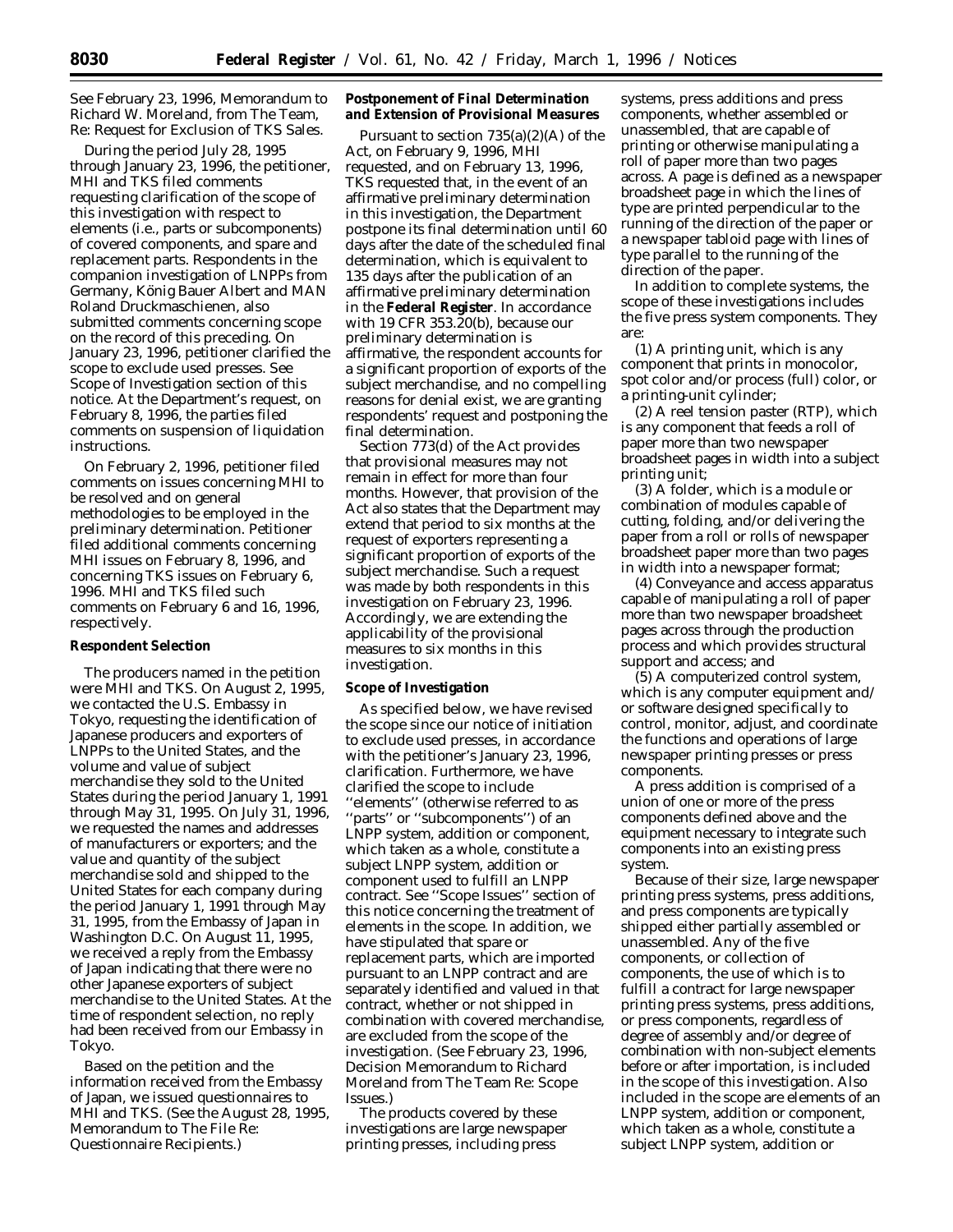See February 23, 1996, Memorandum to Richard W. Moreland, from The Team, Re: Request for Exclusion of TKS Sales.

During the period July 28, 1995 through January 23, 1996, the petitioner, MHI and TKS filed comments requesting clarification of the scope of this investigation with respect to elements (i.e., parts or subcomponents) of covered components, and spare and replacement parts. Respondents in the companion investigation of LNPPs from Germany, König Bauer Albert and MAN Roland Druckmaschienen, also submitted comments concerning scope on the record of this preceding. On January 23, 1996, petitioner clarified the scope to exclude used presses. See Scope of Investigation section of this notice. At the Department's request, on February 8, 1996, the parties filed comments on suspension of liquidation instructions.

On February 2, 1996, petitioner filed comments on issues concerning MHI to be resolved and on general methodologies to be employed in the preliminary determination. Petitioner filed additional comments concerning MHI issues on February 8, 1996, and concerning TKS issues on February 6, 1996. MHI and TKS filed such comments on February 6 and 16, 1996, respectively.

**Respondent Selection**

The producers named in the petition were MHI and TKS. On August 2, 1995, we contacted the U.S. Embassy in Tokyo, requesting the identification of Japanese producers and exporters of LNPPs to the United States, and the volume and value of subject merchandise they sold to the United States during the period January 1, 1991 through May 31, 1995. On July 31, 1996, we requested the names and addresses of manufacturers or exporters; and the value and quantity of the subject merchandise sold and shipped to the United States for each company during the period January 1, 1991 through May 31, 1995, from the Embassy of Japan in Washington D.C. On August 11, 1995, we received a reply from the Embassy of Japan indicating that there were no other Japanese exporters of subject merchandise to the United States. At the time of respondent selection, no reply had been received from our Embassy in Tokyo.

Based on the petition and the information received from the Embassy of Japan, we issued questionnaires to MHI and TKS. (See the August 28, 1995, Memorandum to The File Re: Questionnaire Recipients.)

**Postponement of Final Determination and Extension of Provisional Measures**

Pursuant to section 735(a)(2)(A) of the Act, on February 9, 1996, MHI requested, and on February 13, 1996, TKS requested that, in the event of an affirmative preliminary determination in this investigation, the Department postpone its final determination until 60 days after the date of the scheduled final determination, which is equivalent to 135 days after the publication of an affirmative preliminary determination in the **Federal Register**. In accordance with 19 CFR 353.20(b), because our preliminary determination is affirmative, the respondent accounts for a significant proportion of exports of the subject merchandise, and no compelling reasons for denial exist, we are granting respondents' request and postponing the final determination.

Section 773(d) of the Act provides that provisional measures may not remain in effect for more than four months. However, that provision of the Act also states that the Department may extend that period to six months at the request of exporters representing a significant proportion of exports of the subject merchandise. Such a request was made by both respondents in this investigation on February 23, 1996. Accordingly, we are extending the applicability of the provisional measures to six months in this investigation.

**Scope of Investigation**

As specified below, we have revised the scope since our notice of initiation to exclude used presses, in accordance with the petitioner's January 23, 1996, clarification. Furthermore, we have clarified the scope to include "elements" (otherwise referred to as "parts" or "subcomponents") of an LNPP system, addition or component, which taken as a whole, constitute a subject LNPP system, addition or component used to fulfill an LNPP contract. See "Scope Issues" section of this notice concerning the treatment of elements in the scope. In addition, we have stipulated that spare or replacement parts, which are imported pursuant to an LNPP contract and are separately identified and valued in that contract, whether or not shipped in combination with covered merchandise, are excluded from the scope of the investigation. (See February 23, 1996, Decision Memorandum to Richard Moreland from The Team Re: Scope Issues.)

The products covered by these investigations are large newspaper printing presses, including press systems, press additions and press components, whether assembled or unassembled, that are capable of printing or otherwise manipulating a roll of paper more than two pages across. A page is defined as a newspaper broadsheet page in which the lines of type are printed perpendicular to the running of the direction of the paper or a newspaper tabloid page with lines of type parallel to the running of the direction of the paper.

In addition to complete systems, the scope of these investigations includes the five press system components. They are:

(1) A printing unit, which is any component that prints in monocolor, spot color and/or process (full) color, or a printing-unit cylinder;

(2) A reel tension paster (RTP), which is any component that feeds a roll of paper more than two newspaper broadsheet pages in width into a subject printing unit;

(3) A folder, which is a module or combination of modules capable of cutting, folding, and/or delivering the paper from a roll or rolls of newspaper broadsheet paper more than two pages in width into a newspaper format;

(4) Conveyance and access apparatus capable of manipulating a roll of paper more than two newspaper broadsheet pages across through the production process and which provides structural support and access; and

(5) A computerized control system, which is any computer equipment and/or software designed specifically to control, monitor, adjust, and coordinate the functions and operations of large newspaper printing presses or press components.

A press addition is comprised of a union of one or more of the press components defined above and the equipment necessary to integrate such components into an existing press system.

Because of their size, large newspaper printing press systems, press additions, and press components are typically shipped either partially assembled or unassembled. Any of the five components, or collection of components, the use of which is to fulfill a contract for large newspaper printing press systems, press additions, or press components, regardless of degree of assembly and/or degree of combination with non-subject elements before or after importation, is included in the scope of this investigation. Also included in the scope are elements of an LNPP system, addition or component, which taken as a whole, constitute a subject LNPP system, addition or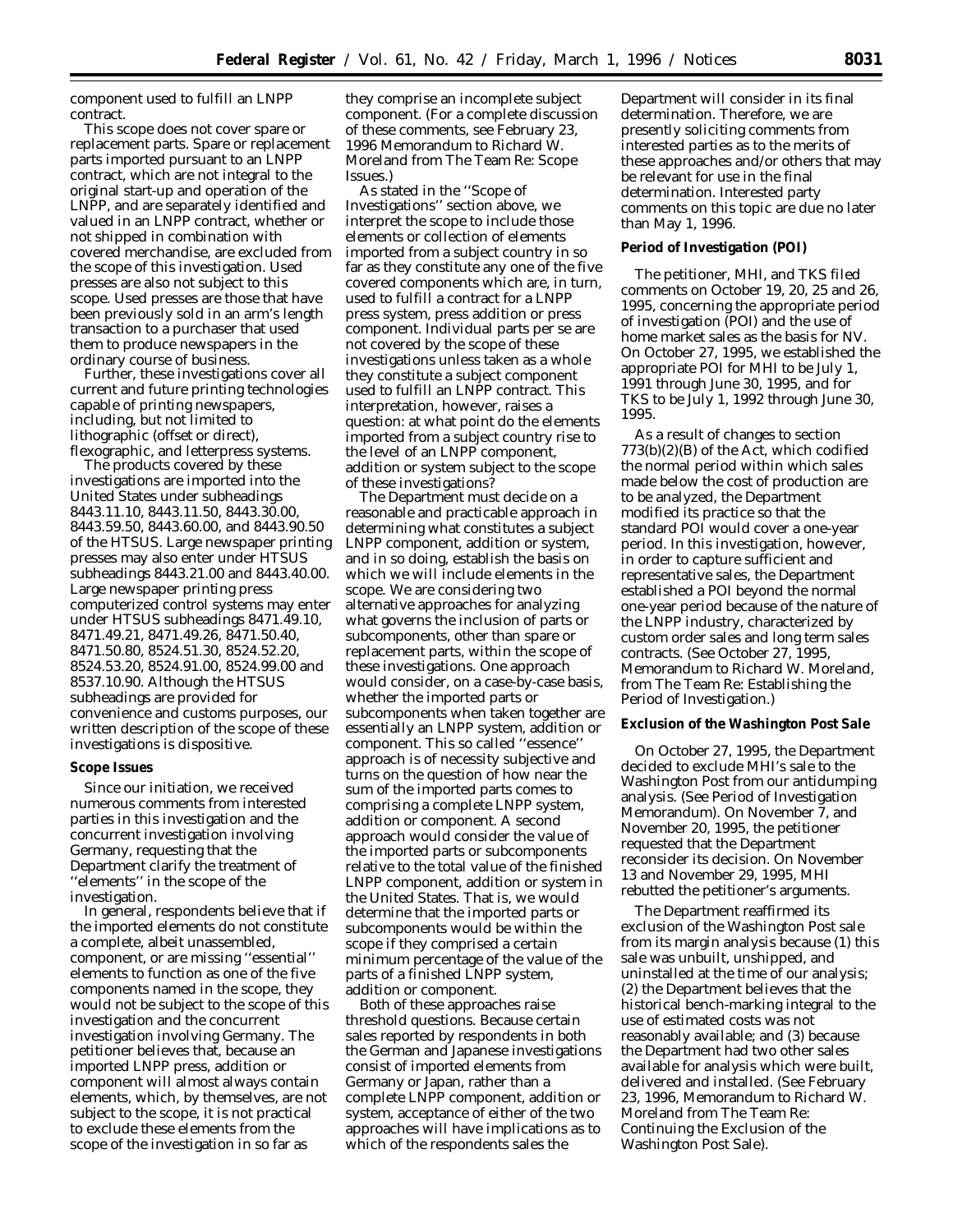component used to fulfill an LNPP contract.

This scope does not cover spare or replacement parts. Spare or replacement parts imported pursuant to an LNPP contract, which are not integral to the original start-up and operation of the LNPP, and are separately identified and valued in an LNPP contract, whether or not shipped in combination with covered merchandise, are excluded from the scope of this investigation. Used presses are also not subject to this scope. Used presses are those that have been previously sold in an arm's length transaction to a purchaser that used them to produce newspapers in the ordinary course of business.

Further, these investigations cover all current and future printing technologies capable of printing newspapers, including, but not limited to lithographic (offset or direct), flexographic, and letterpress systems.

The products covered by these investigations are imported into the United States under subheadings 8443.11.10, 8443.11.50, 8443.30.00, 8443.59.50, 8443.60.00, and 8443.90.50 of the HTSUS. Large newspaper printing presses may also enter under HTSUS subheadings 8443.21.00 and 8443.40.00. Large newspaper printing press computerized control systems may enter under HTSUS subheadings 8471.49.10, 8471.49.21, 8471.49.26, 8471.50.40, 8471.50.80, 8524.51.30, 8524.52.20, 8524.53.20, 8524.91.00, 8524.99.00 and 8537.10.90. Although the HTSUS subheadings are provided for convenience and customs purposes, our written description of the scope of these investigations is dispositive.

**Scope Issues**

Since our initiation, we received numerous comments from interested parties in this investigation and the concurrent investigation involving Germany, requesting that the Department clarify the treatment of ''elements'' in the scope of the investigation.

In general, respondents believe that if the imported elements do not constitute a complete, albeit unassembled, component, or are missing ''essential'' elements to function as one of the five components named in the scope, they would not be subject to the scope of this investigation and the concurrent investigation involving Germany. The petitioner believes that, because an imported LNPP press, addition or component will almost always contain elements, which, by themselves, are not subject to the scope, it is not practical to exclude these elements from the scope of the investigation in so far as they comprise an incomplete subject component. (For a complete discussion of these comments, see February 23, 1996 Memorandum to Richard W. Moreland from The Team Re: Scope Issues.)

As stated in the ''Scope of Investigations'' section above, we interpret the scope to include those elements or collection of elements imported from a subject country in so far as they constitute any one of the five covered components which are, in turn, used to fulfill a contract for a LNPP press system, press addition or press component. Individual parts *per se* are not covered by the scope of these investigations unless taken as a whole they constitute a subject component used to fulfill an LNPP contract. This interpretation, however, raises a question: at what point do the elements imported from a subject country rise to the level of an LNPP component, addition or system subject to the scope of these investigations?

The Department must decide on a reasonable and practicable approach in determining what constitutes a subject LNPP component, addition or system, and in so doing, establish the basis on which we will include elements in the scope. We are considering two alternative approaches for analyzing what governs the inclusion of parts or subcomponents, other than spare or replacement parts, within the scope of these investigations. One approach would consider, on a case-by-case basis, whether the imported parts or subcomponents when taken together are essentially an LNPP system, addition or component. This so called ''essence'' approach is of necessity subjective and turns on the question of how near the sum of the imported parts comes to comprising a complete LNPP system, addition or component. A second approach would consider the value of the imported parts or subcomponents relative to the total value of the finished LNPP component, addition or system in the United States. That is, we would determine that the imported parts or subcomponents would be within the scope if they comprised a certain minimum percentage of the value of the parts of a finished LNPP system, addition or component.

Both of these approaches raise threshold questions. Because certain sales reported by respondents in both the German and Japanese investigations consist of imported elements from Germany or Japan, rather than a complete LNPP component, addition or system, acceptance of either of the two approaches will have implications as to which of the respondents sales the Department will consider in its final determination. Therefore, we are presently soliciting comments from interested parties as to the merits of these approaches and/or others that may be relevant for use in the final determination. Interested party comments on this topic are due no later than May 1, 1996.

**Period of Investigation (POI)**

The petitioner, MHI, and TKS filed comments on October 19, 20, 25 and 26, 1995, concerning the appropriate period of investigation (POI) and the use of home market sales as the basis for NV. On October 27, 1995, we established the appropriate POI for MHI to be July 1, 1991 through June 30, 1995, and for TKS to be July 1, 1992 through June 30, 1995.

As a result of changes to section 773(b)(2)(B) of the Act, which codified the normal period within which sales made below the cost of production are to be analyzed, the Department modified its practice so that the standard POI would cover a one-year period. In this investigation, however, in order to capture sufficient and representative sales, the Department established a POI beyond the normal one-year period because of the nature of the LNPP industry, characterized by custom order sales and long term sales contracts. (See October 27, 1995, Memorandum to Richard W. Moreland, from The Team Re: Establishing the Period of Investigation.)

**Exclusion of the Washington Post Sale**

On October 27, 1995, the Department decided to exclude MHI's sale to the Washington Post from our antidumping analysis. (See Period of Investigation Memorandum). On November 7, and November 20, 1995, the petitioner requested that the Department reconsider its decision. On November 13 and November 29, 1995, MHI rebutted the petitioner's arguments.

The Department reaffirmed its exclusion of the Washington Post sale from its margin analysis because (1) this sale was unbuilt, unshipped, and uninstalled at the time of our analysis; (2) the Department believes that the historical bench-marking integral to the use of estimated costs was not reasonably available; and (3) because the Department had two other sales available for analysis which were built, delivered and installed. (See February 23, 1996, Memorandum to Richard W. Moreland from The Team Re: Continuing the Exclusion of the Washington Post Sale).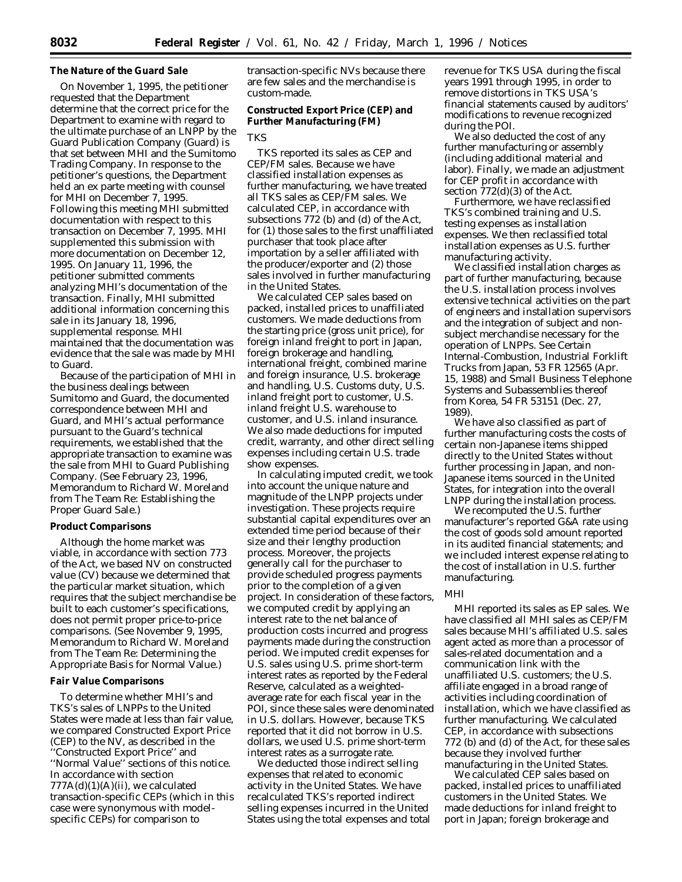**The Nature of the Guard Sale**

On November 1, 1995, the petitioner requested that the Department determine that the correct price for the Department to examine with regard to the ultimate purchase of an LNPP by the Guard Publication Company (Guard) is that set between MHI and the Sumitomo Trading Company. In response to the petitioner's questions, the Department held an ex parte meeting with counsel for MHI on December 7, 1995. Following this meeting MHI submitted documentation with respect to this transaction on December 7, 1995. MHI supplemented this submission with more documentation on December 12, 1995. On January 11, 1996, the petitioner submitted comments analyzing MHI's documentation of the transaction. Finally, MHI submitted additional information concerning this sale in its January 18, 1996, supplemental response. MHI maintained that the documentation was evidence that the sale was made by MHI to Guard.

Because of the participation of MHI in the business dealings between Sumitomo and Guard, the documented correspondence between MHI and Guard, and MHI's actual performance pursuant to the Guard's technical requirements, we established that the appropriate transaction to examine was the sale from MHI to Guard Publishing Company. (See February 23, 1996, Memorandum to Richard W. Moreland from The Team Re: Establishing the Proper Guard Sale.)

**Product Comparisons**

Although the home market was viable, in accordance with section 773 of the Act, we based NV on constructed value (CV) because we determined that the particular market situation, which requires that the subject merchandise be built to each customer's specifications, does not permit proper price-to-price comparisons. (See November 9, 1995, Memorandum to Richard W. Moreland from The Team Re: Determining the Appropriate Basis for Normal Value.)

**Fair Value Comparisons**

To determine whether MHI's and TKS's sales of LNPPs to the United States were made at less than fair value, we compared Constructed Export Price (CEP) to the NV, as described in the "Constructed Export Price" and "Normal Value" sections of this notice. In accordance with section 777A(d)(1)(A)(ii), we calculated transaction-specific CEPs (which in this case were synonymous with model-specific CEPs) for comparison to transaction-specific NVs because there are few sales and the merchandise is custom-made.

**Constructed Export Price (CEP) and Further Manufacturing (FM)**

*TKS*

TKS reported its sales as CEP and CEP/FM sales. Because we have classified installation expenses as further manufacturing, we have treated all TKS sales as CEP/FM sales. We calculated CEP, in accordance with subsections 772 (b) and (d) of the Act, for (1) those sales to the first unaffiliated purchaser that took place after importation by a seller affiliated with the producer/exporter and (2) those sales involved in further manufacturing in the United States.

We calculated CEP sales based on packed, installed prices to unaffiliated customers. We made deductions from the starting price (gross unit price), for foreign inland freight to port in Japan, foreign brokerage and handling, international freight, combined marine and foreign insurance, U.S. brokerage and handling, U.S. Customs duty, U.S. inland freight port to customer, U.S. inland freight U.S. warehouse to customer, and U.S. inland insurance. We also made deductions for imputed credit, warranty, and other direct selling expenses including certain U.S. trade show expenses.

In calculating imputed credit, we took into account the unique nature and magnitude of the LNPP projects under investigation. These projects require substantial capital expenditures over an extended time period because of their size and their lengthy production process. Moreover, the projects generally call for the purchaser to provide scheduled progress payments prior to the completion of a given project. In consideration of these factors, we computed credit by applying an interest rate to the net balance of production costs incurred and progress payments made during the construction period. We imputed credit expenses for U.S. sales using U.S. prime short-term interest rates as reported by the Federal Reserve, calculated as a weighted-average rate for each fiscal year in the POI, since these sales were denominated in U.S. dollars. However, because TKS reported that it did not borrow in U.S. dollars, we used U.S. prime short-term interest rates as a surrogate rate.

We deducted those indirect selling expenses that related to economic activity in the United States. We have recalculated TKS's reported indirect selling expenses incurred in the United States using the total expenses and total revenue for TKS USA during the fiscal years 1991 through 1995, in order to remove distortions in TKS USA's financial statements caused by auditors' modifications to revenue recognized during the POI.

We also deducted the cost of any further manufacturing or assembly (including additional material and labor). Finally, we made an adjustment for CEP profit in accordance with section 772(d)(3) of the Act.

Furthermore, we have reclassified TKS's combined training and U.S. testing expenses as installation expenses. We then reclassified total installation expenses as U.S. further manufacturing activity.

We classified installation charges as part of further manufacturing, because the U.S. installation process involves extensive technical activities on the part of engineers and installation supervisors and the integration of subject and non-subject merchandise necessary for the operation of LNPPs. See Certain Internal-Combustion, Industrial Forklift Trucks from Japan, 53 FR 12565 (Apr. 15, 1988) and Small Business Telephone Systems and Subassemblies thereof from Korea, 54 FR 53151 (Dec. 27, 1989).

We have also classified as part of further manufacturing costs the costs of certain non-Japanese items shipped directly to the United States without further processing in Japan, and non-Japanese items sourced in the United States, for integration into the overall LNPP during the installation process.

We recomputed the U.S. further manufacturer's reported G&A rate using the cost of goods sold amount reported in its audited financial statements; and we included interest expense relating to the cost of installation in U.S. further manufacturing.

*MHI*

MHI reported its sales as EP sales. We have classified all MHI sales as CEP/FM sales because MHI's affiliated U.S. sales agent acted as more than a processor of sales-related documentation and a communication link with the unaffiliated U.S. customers; the U.S. affiliate engaged in a broad range of activities including coordination of installation, which we have classified as further manufacturing. We calculated CEP, in accordance with subsections 772 (b) and (d) of the Act, for these sales because they involved further manufacturing in the United States.

We calculated CEP sales based on packed, installed prices to unaffiliated customers in the United States. We made deductions for inland freight to port in Japan; foreign brokerage and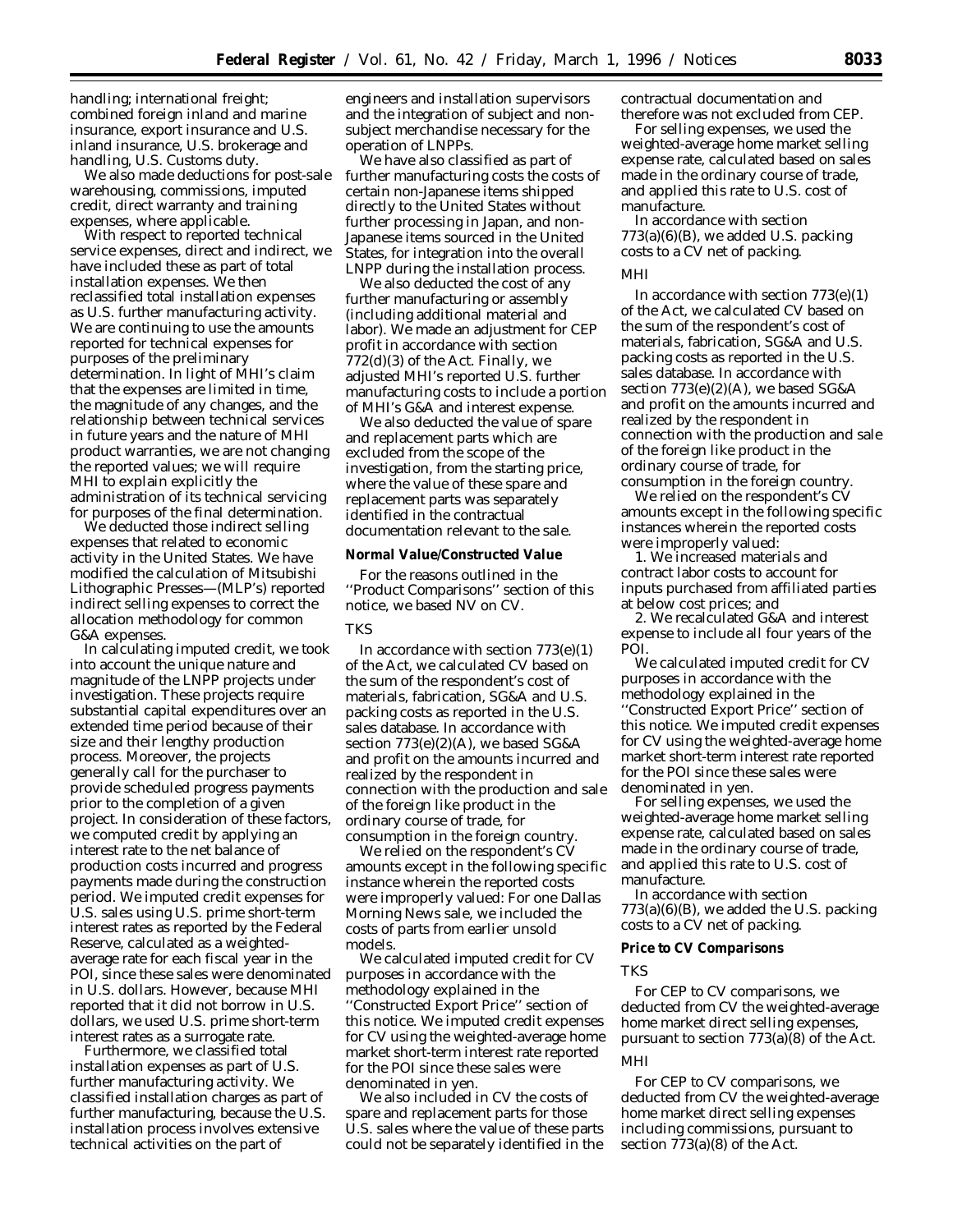handling; international freight; combined foreign inland and marine insurance, export insurance and U.S. inland insurance, U.S. brokerage and handling, U.S. Customs duty.

We also made deductions for post-sale warehousing, commissions, imputed credit, direct warranty and training expenses, where applicable.

With respect to reported technical service expenses, direct and indirect, we have included these as part of total installation expenses. We then reclassified total installation expenses as U.S. further manufacturing activity. We are continuing to use the amounts reported for technical expenses for purposes of the preliminary determination. In light of MHI's claim that the expenses are limited in time, the magnitude of any changes, and the relationship between technical services in future years and the nature of MHI product warranties, we are not changing the reported values; we will require MHI to explain explicitly the administration of its technical servicing for purposes of the final determination.

We deducted those indirect selling expenses that related to economic activity in the United States. We have modified the calculation of Mitsubishi Lithographic Presses—(MLP's) reported indirect selling expenses to correct the allocation methodology for common G&A expenses.

In calculating imputed credit, we took into account the unique nature and magnitude of the LNPP projects under investigation. These projects require substantial capital expenditures over an extended time period because of their size and their lengthy production process. Moreover, the projects generally call for the purchaser to provide scheduled progress payments prior to the completion of a given project. In consideration of these factors, we computed credit by applying an interest rate to the net balance of production costs incurred and progress payments made during the construction period. We imputed credit expenses for U.S. sales using U.S. prime short-term interest rates as reported by the Federal Reserve, calculated as a weighted-average rate for each fiscal year in the POI, since these sales were denominated in U.S. dollars. However, because MHI reported that it did not borrow in U.S. dollars, we used U.S. prime short-term interest rates as a surrogate rate.

Furthermore, we classified total installation expenses as part of U.S. further manufacturing activity. We classified installation charges as part of further manufacturing, because the U.S. installation process involves extensive technical activities on the part of engineers and installation supervisors and the integration of subject and non-subject merchandise necessary for the operation of LNPPs.

We have also classified as part of further manufacturing costs the costs of certain non-Japanese items shipped directly to the United States without further processing in Japan, and non-Japanese items sourced in the United States, for integration into the overall LNPP during the installation process.

We also deducted the cost of any further manufacturing or assembly (including additional material and labor). We made an adjustment for CEP profit in accordance with section 772(d)(3) of the Act. Finally, we adjusted MHI's reported U.S. further manufacturing costs to include a portion of MHI's G&A and interest expense.

We also deducted the value of spare and replacement parts which are excluded from the scope of the investigation, from the starting price, where the value of these spare and replacement parts was separately identified in the contractual documentation relevant to the sale.

## Normal Value/Constructed Value

For the reasons outlined in the ''Product Comparisons'' section of this notice, we based NV on CV.

### TKS

In accordance with section 773(e)(1) of the Act, we calculated CV based on the sum of the respondent's cost of materials, fabrication, SG&A and U.S. packing costs as reported in the U.S. sales database. In accordance with section 773(e)(2)(A), we based SG&A and profit on the amounts incurred and realized by the respondent in connection with the production and sale of the foreign like product in the ordinary course of trade, for consumption in the foreign country.

We relied on the respondent's CV amounts except in the following specific instance wherein the reported costs were improperly valued: For one Dallas Morning News sale, we included the costs of parts from earlier unsold models.

We calculated imputed credit for CV purposes in accordance with the methodology explained in the ''Constructed Export Price'' section of this notice. We imputed credit expenses for CV using the weighted-average home market short-term interest rate reported for the POI since these sales were denominated in yen.

We also included in CV the costs of spare and replacement parts for those U.S. sales where the value of these parts could not be separately identified in the contractual documentation and therefore was not excluded from CEP.

For selling expenses, we used the weighted-average home market selling expense rate, calculated based on sales made in the ordinary course of trade, and applied this rate to U.S. cost of manufacture.

In accordance with section 773(a)(6)(B), we added U.S. packing costs to a CV net of packing.

### MHI

In accordance with section 773(e)(1) of the Act, we calculated CV based on the sum of the respondent's cost of materials, fabrication, SG&A and U.S. packing costs as reported in the U.S. sales database. In accordance with section 773(e)(2)(A), we based SG&A and profit on the amounts incurred and realized by the respondent in connection with the production and sale of the foreign like product in the ordinary course of trade, for consumption in the foreign country.

We relied on the respondent's CV amounts except in the following specific instances wherein the reported costs were improperly valued:

1. We increased materials and contract labor costs to account for inputs purchased from affiliated parties at below cost prices; and
2. We recalculated G&A and interest expense to include all four years of the POI.

We calculated imputed credit for CV purposes in accordance with the methodology explained in the ''Constructed Export Price'' section of this notice. We imputed credit expenses for CV using the weighted-average home market short-term interest rate reported for the POI since these sales were denominated in yen.

For selling expenses, we used the weighted-average home market selling expense rate, calculated based on sales made in the ordinary course of trade, and applied this rate to U.S. cost of manufacture.

In accordance with section 773(a)(6)(B), we added the U.S. packing costs to a CV net of packing.

## Price to CV Comparisons

### TKS

For CEP to CV comparisons, we deducted from CV the weighted-average home market direct selling expenses, pursuant to section 773(a)(8) of the Act.

### MHI

For CEP to CV comparisons, we deducted from CV the weighted-average home market direct selling expenses including commissions, pursuant to section 773(a)(8) of the Act.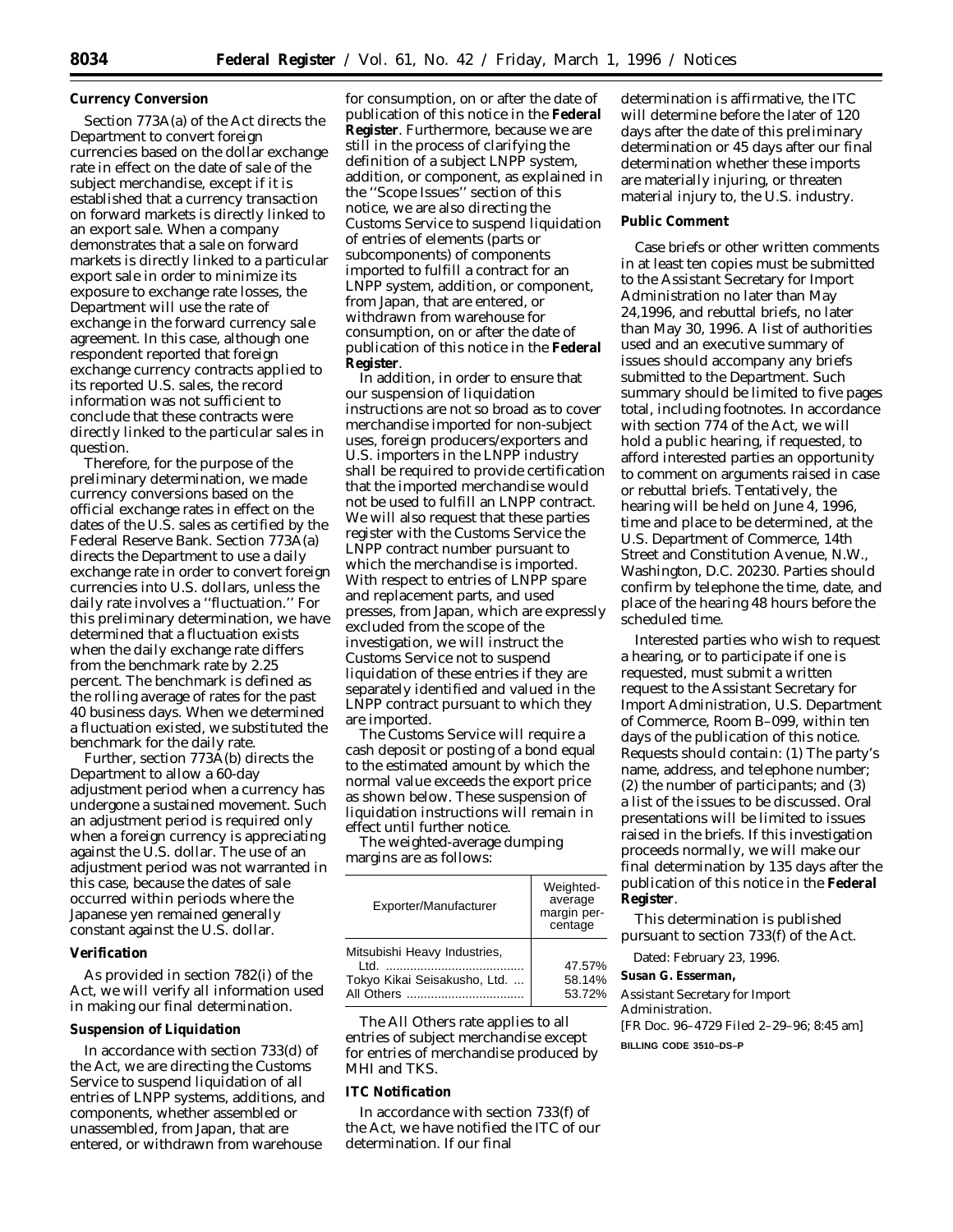**Currency Conversion**

Section 773A(a) of the Act directs the Department to convert foreign currencies based on the dollar exchange rate in effect on the date of sale of the subject merchandise, except if it is established that a currency transaction on forward markets is directly linked to an export sale. When a company demonstrates that a sale on forward markets is directly linked to a particular export sale in order to minimize its exposure to exchange rate losses, the Department will use the rate of exchange in the forward currency sale agreement. In this case, although one respondent reported that foreign exchange currency contracts applied to its reported U.S. sales, the record information was not sufficient to conclude that these contracts were directly linked to the particular sales in question.

Therefore, for the purpose of the preliminary determination, we made currency conversions based on the official exchange rates in effect on the dates of the U.S. sales as certified by the Federal Reserve Bank. Section 773A(a) directs the Department to use a daily exchange rate in order to convert foreign currencies into U.S. dollars, unless the daily rate involves a ''fluctuation.'' For this preliminary determination, we have determined that a fluctuation exists when the daily exchange rate differs from the benchmark rate by 2.25 percent. The benchmark is defined as the rolling average of rates for the past 40 business days. When we determined a fluctuation existed, we substituted the benchmark for the daily rate.

Further, section 773A(b) directs the Department to allow a 60-day adjustment period when a currency has undergone a sustained movement. Such an adjustment period is required only when a foreign currency is appreciating against the U.S. dollar. The use of an adjustment period was not warranted in this case, because the dates of sale occurred within periods where the Japanese yen remained generally constant against the U.S. dollar.

**Verification**

As provided in section 782(i) of the Act, we will verify all information used in making our final determination.

**Suspension of Liquidation**

In accordance with section 733(d) of the Act, we are directing the Customs Service to suspend liquidation of all entries of LNPP systems, additions, and components, whether assembled or unassembled, from Japan, that are entered, or withdrawn from warehouse for consumption, on or after the date of publication of this notice in the **Federal Register**. Furthermore, because we are still in the process of clarifying the definition of a subject LNPP system, addition, or component, as explained in the ''Scope Issues'' section of this notice, we are also directing the Customs Service to suspend liquidation of entries of elements (parts or subcomponents) of components imported to fulfill a contract for an LNPP system, addition, or component, from Japan, that are entered, or withdrawn from warehouse for consumption, on or after the date of publication of this notice in the **Federal Register**.

In addition, in order to ensure that our suspension of liquidation instructions are not so broad as to cover merchandise imported for non-subject uses, foreign producers/exporters and U.S. importers in the LNPP industry shall be required to provide certification that the imported merchandise would not be used to fulfill an LNPP contract. We will also request that these parties register with the Customs Service the LNPP contract number pursuant to which the merchandise is imported. With respect to entries of LNPP spare and replacement parts, and used presses, from Japan, which are expressly excluded from the scope of the investigation, we will instruct the Customs Service not to suspend liquidation of these entries if they are separately identified and valued in the LNPP contract pursuant to which they are imported.

The Customs Service will require a cash deposit or posting of a bond equal to the estimated amount by which the normal value exceeds the export price as shown below. These suspension of liquidation instructions will remain in effect until further notice.

The weighted-average dumping margins are as follows:

| Exporter/Manufacturer | Weighted-average margin percentage |
|---|---|
| Mitsubishi Heavy Industries, Ltd. | 47.57% |
| Tokyo Kikai Seisakusho, Ltd. | 58.14% |
| All Others | 53.72% |

The All Others rate applies to all entries of subject merchandise except for entries of merchandise produced by MHI and TKS.

**ITC Notification**

In accordance with section 733(f) of the Act, we have notified the ITC of our determination. If our final determination is affirmative, the ITC will determine before the later of 120 days after the date of this preliminary determination or 45 days after our final determination whether these imports are materially injuring, or threaten material injury to, the U.S. industry.

**Public Comment**

Case briefs or other written comments in at least ten copies must be submitted to the Assistant Secretary for Import Administration no later than May 24,1996, and rebuttal briefs, no later than May 30, 1996. A list of authorities used and an executive summary of issues should accompany any briefs submitted to the Department. Such summary should be limited to five pages total, including footnotes. In accordance with section 774 of the Act, we will hold a public hearing, if requested, to afford interested parties an opportunity to comment on arguments raised in case or rebuttal briefs. Tentatively, the hearing will be held on June 4, 1996, time and place to be determined, at the U.S. Department of Commerce, 14th Street and Constitution Avenue, N.W., Washington, D.C. 20230. Parties should confirm by telephone the time, date, and place of the hearing 48 hours before the scheduled time.

Interested parties who wish to request a hearing, or to participate if one is requested, must submit a written request to the Assistant Secretary for Import Administration, U.S. Department of Commerce, Room B–099, within ten days of the publication of this notice. Requests should contain: (1) The party's name, address, and telephone number; (2) the number of participants; and (3) a list of the issues to be discussed. Oral presentations will be limited to issues raised in the briefs. If this investigation proceeds normally, we will make our final determination by 135 days after the publication of this notice in the **Federal Register**.

This determination is published pursuant to section 733(f) of the Act.

Dated: February 23, 1996.

**Susan G. Esserman,**

*Assistant Secretary for Import Administration.*

[FR Doc. 96–4729 Filed 2–29–96; 8:45 am]

**BILLING CODE 3510–DS–P**